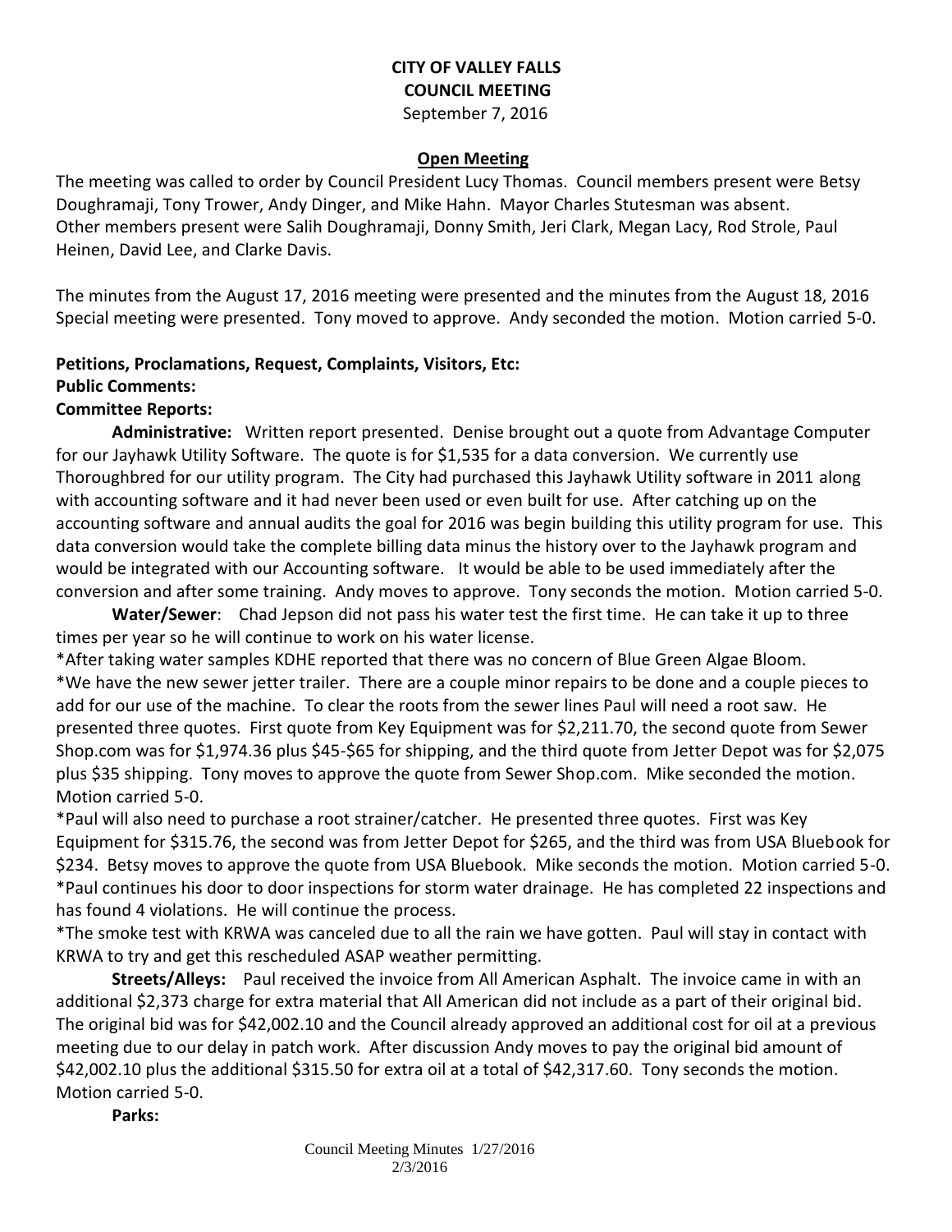# CITY OF VALLEY FALLS
## COUNCIL MEETING
September 7, 2016

### Open Meeting

The meeting was called to order by Council President Lucy Thomas. Council members present were Betsy Doughramaji, Tony Trower, Andy Dinger, and Mike Hahn. Mayor Charles Stutesman was absent. Other members present were Salih Doughramaji, Donny Smith, Jeri Clark, Megan Lacy, Rod Strole, Paul Heinen, David Lee, and Clarke Davis.

The minutes from the August 17, 2016 meeting were presented and the minutes from the August 18, 2016 Special meeting were presented. Tony moved to approve. Andy seconded the motion. Motion carried 5-0.

**Petitions, Proclamations, Request, Complaints, Visitors, Etc:**

**Public Comments:**

**Committee Reports:**

**Administrative:** Written report presented. Denise brought out a quote from Advantage Computer for our Jayhawk Utility Software. The quote is for $1,535 for a data conversion. We currently use Thoroughbred for our utility program. The City had purchased this Jayhawk Utility software in 2011 along with accounting software and it had never been used or even built for use. After catching up on the accounting software and annual audits the goal for 2016 was begin building this utility program for use. This data conversion would take the complete billing data minus the history over to the Jayhawk program and would be integrated with our Accounting software. It would be able to be used immediately after the conversion and after some training. Andy moves to approve. Tony seconds the motion. Motion carried 5-0.

**Water/Sewer**: Chad Jepson did not pass his water test the first time. He can take it up to three times per year so he will continue to work on his water license.

*After taking water samples KDHE reported that there was no concern of Blue Green Algae Bloom.

*We have the new sewer jetter trailer. There are a couple minor repairs to be done and a couple pieces to add for our use of the machine. To clear the roots from the sewer lines Paul will need a root saw. He presented three quotes. First quote from Key Equipment was for $2,211.70, the second quote from Sewer Shop.com was for $1,974.36 plus $45-$65 for shipping, and the third quote from Jetter Depot was for $2,075 plus $35 shipping. Tony moves to approve the quote from Sewer Shop.com. Mike seconded the motion. Motion carried 5-0.

*Paul will also need to purchase a root strainer/catcher. He presented three quotes. First was Key Equipment for $315.76, the second was from Jetter Depot for $265, and the third was from USA Bluebook for $234. Betsy moves to approve the quote from USA Bluebook. Mike seconds the motion. Motion carried 5-0.

*Paul continues his door to door inspections for storm water drainage. He has completed 22 inspections and has found 4 violations. He will continue the process.

*The smoke test with KRWA was canceled due to all the rain we have gotten. Paul will stay in contact with KRWA to try and get this rescheduled ASAP weather permitting.

**Streets/Alleys:** Paul received the invoice from All American Asphalt. The invoice came in with an additional $2,373 charge for extra material that All American did not include as a part of their original bid. The original bid was for $42,002.10 and the Council already approved an additional cost for oil at a previous meeting due to our delay in patch work. After discussion Andy moves to pay the original bid amount of $42,002.10 plus the additional $315.50 for extra oil at a total of $42,317.60. Tony seconds the motion. Motion carried 5-0.

**Parks:**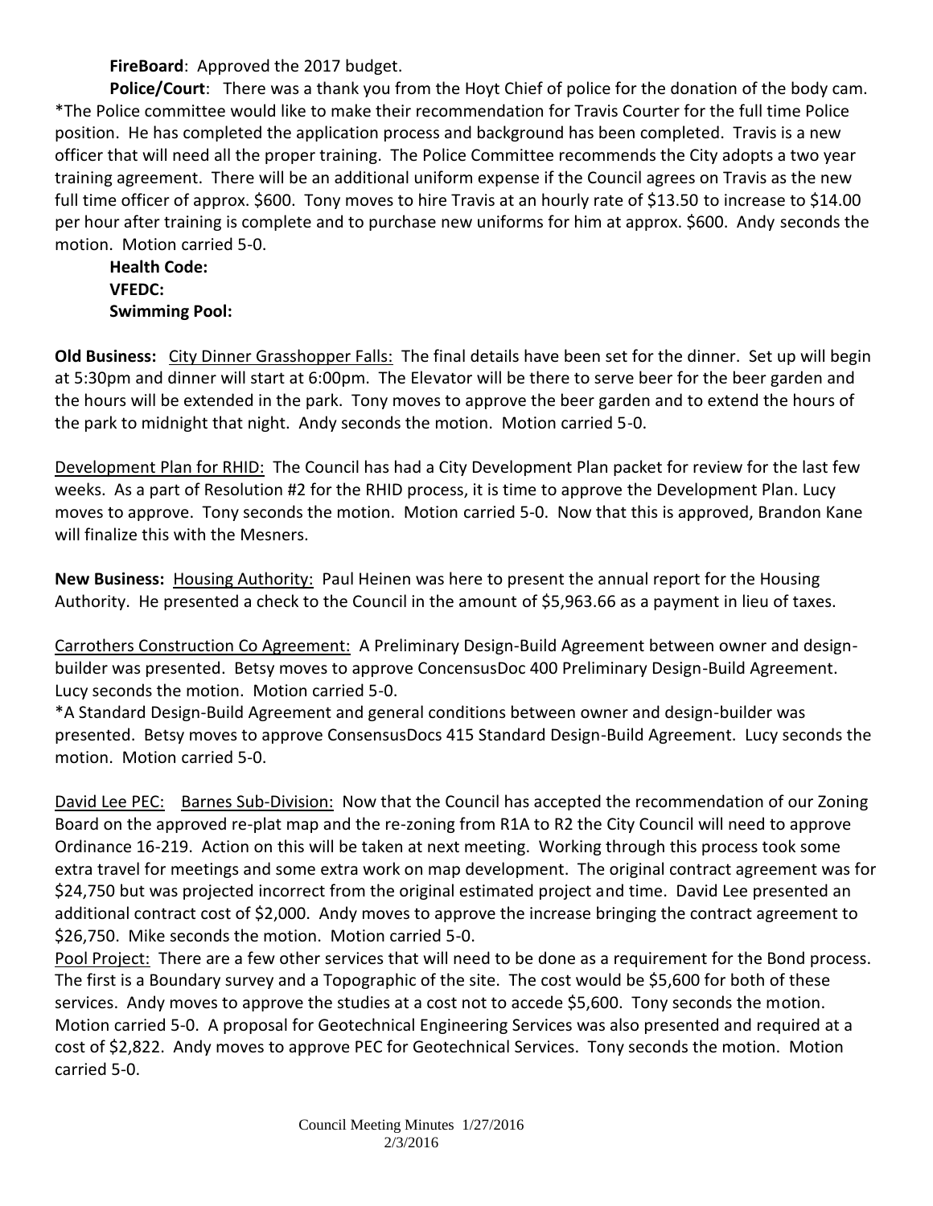**FireBoard**: Approved the 2017 budget.

**Police/Court**: There was a thank you from the Hoyt Chief of police for the donation of the body cam. *The Police committee would like to make their recommendation for Travis Courter for the full time Police position. He has completed the application process and background has been completed. Travis is a new officer that will need all the proper training. The Police Committee recommends the City adopts a two year training agreement. There will be an additional uniform expense if the Council agrees on Travis as the new full time officer of approx. $600. Tony moves to hire Travis at an hourly rate of $13.50 to increase to $14.00 per hour after training is complete and to purchase new uniforms for him at approx. $600. Andy seconds the motion. Motion carried 5-0.

**Health Code:**

**VFEDC:**

**Swimming Pool:**

**Old Business:** City Dinner Grasshopper Falls: The final details have been set for the dinner. Set up will begin at 5:30pm and dinner will start at 6:00pm. The Elevator will be there to serve beer for the beer garden and the hours will be extended in the park. Tony moves to approve the beer garden and to extend the hours of the park to midnight that night. Andy seconds the motion. Motion carried 5-0.

Development Plan for RHID: The Council has had a City Development Plan packet for review for the last few weeks. As a part of Resolution #2 for the RHID process, it is time to approve the Development Plan. Lucy moves to approve. Tony seconds the motion. Motion carried 5-0. Now that this is approved, Brandon Kane will finalize this with the Mesners.

**New Business:** Housing Authority: Paul Heinen was here to present the annual report for the Housing Authority. He presented a check to the Council in the amount of $5,963.66 as a payment in lieu of taxes.

Carrothers Construction Co Agreement: A Preliminary Design-Build Agreement between owner and design-builder was presented. Betsy moves to approve ConcensusDoc 400 Preliminary Design-Build Agreement. Lucy seconds the motion. Motion carried 5-0.

*A Standard Design-Build Agreement and general conditions between owner and design-builder was presented. Betsy moves to approve ConsensusDocs 415 Standard Design-Build Agreement. Lucy seconds the motion. Motion carried 5-0.

David Lee PEC: Barnes Sub-Division: Now that the Council has accepted the recommendation of our Zoning Board on the approved re-plat map and the re-zoning from R1A to R2 the City Council will need to approve Ordinance 16-219. Action on this will be taken at next meeting. Working through this process took some extra travel for meetings and some extra work on map development. The original contract agreement was for $24,750 but was projected incorrect from the original estimated project and time. David Lee presented an additional contract cost of $2,000. Andy moves to approve the increase bringing the contract agreement to $26,750. Mike seconds the motion. Motion carried 5-0.

Pool Project: There are a few other services that will need to be done as a requirement for the Bond process. The first is a Boundary survey and a Topographic of the site. The cost would be $5,600 for both of these services. Andy moves to approve the studies at a cost not to accede $5,600. Tony seconds the motion. Motion carried 5-0. A proposal for Geotechnical Engineering Services was also presented and required at a cost of $2,822. Andy moves to approve PEC for Geotechnical Services. Tony seconds the motion. Motion carried 5-0.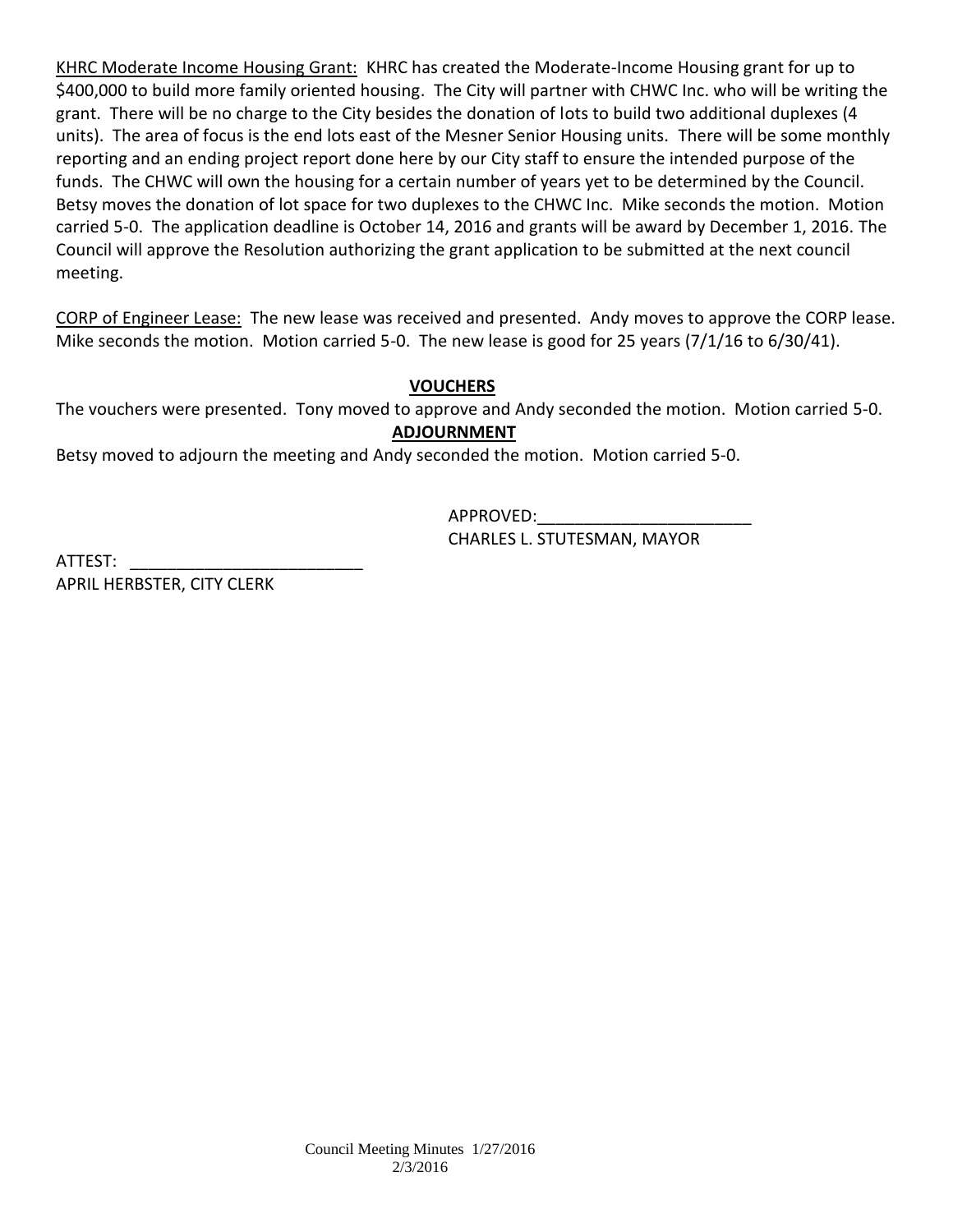<u>KHRC Moderate Income Housing Grant:</u> KHRC has created the Moderate-Income Housing grant for up to $400,000 to build more family oriented housing. The City will partner with CHWC Inc. who will be writing the grant. There will be no charge to the City besides the donation of lots to build two additional duplexes (4 units). The area of focus is the end lots east of the Mesner Senior Housing units. There will be some monthly reporting and an ending project report done here by our City staff to ensure the intended purpose of the funds. The CHWC will own the housing for a certain number of years yet to be determined by the Council. Betsy moves the donation of lot space for two duplexes to the CHWC Inc. Mike seconds the motion. Motion carried 5-0. The application deadline is October 14, 2016 and grants will be award by December 1, 2016. The Council will approve the Resolution authorizing the grant application to be submitted at the next council meeting.

<u>CORP of Engineer Lease:</u> The new lease was received and presented. Andy moves to approve the CORP lease. Mike seconds the motion. Motion carried 5-0. The new lease is good for 25 years (7/1/16 to 6/30/41).

**VOUCHERS**

The vouchers were presented. Tony moved to approve and Andy seconded the motion. Motion carried 5-0.

**ADJOURNMENT**

Betsy moved to adjourn the meeting and Andy seconded the motion. Motion carried 5-0.

APPROVED:_______________________
CHARLES L. STUTESMAN, MAYOR

ATTEST: _________________________
APRIL HERBSTER, CITY CLERK